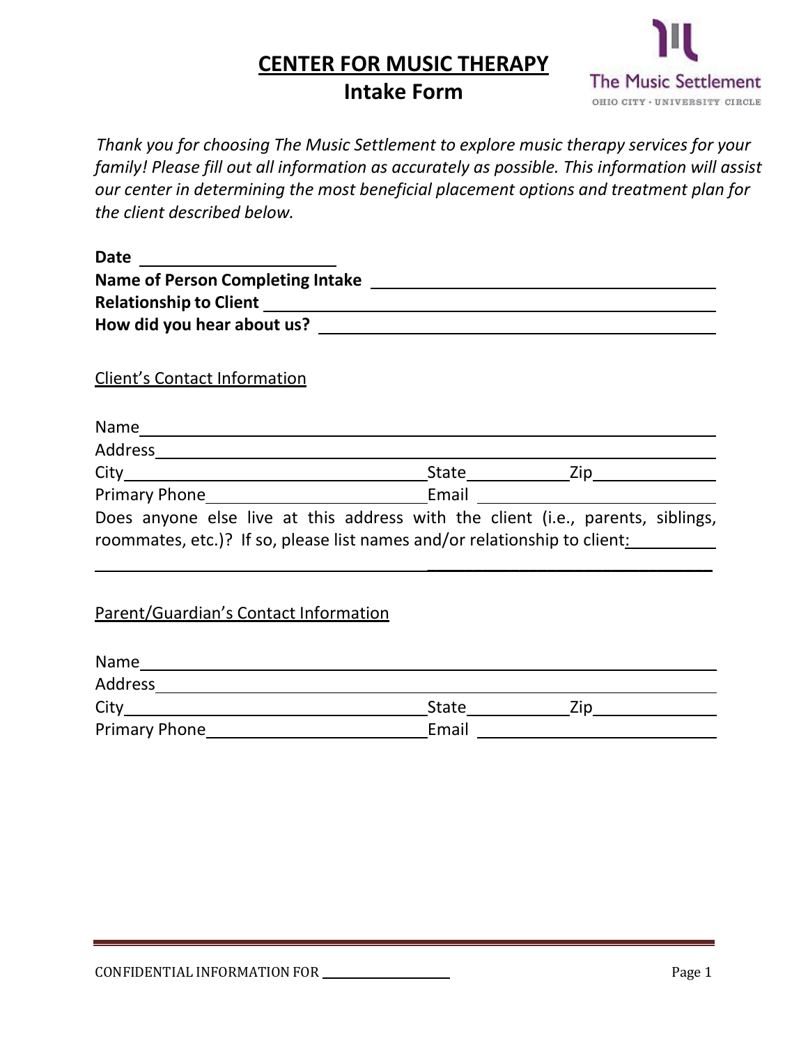# CENTER FOR MUSIC THERAPY

## Intake Form

The Music Settlement
OHIO CITY · UNIVERSITY CIRCLE

*Thank you for choosing The Music Settlement to explore music therapy services for your family! Please fill out all information as accurately as possible. This information will assist our center in determining the most beneficial placement options and treatment plan for the client described below.*

**Date** ______________________

**Name of Person Completing Intake** ______________________

**Relationship to Client** ______________________

**How did you hear about us?** ______________________

Client's Contact Information

Name ______________________

Address ______________________

City ______________________ State ____________ Zip ______________

Primary Phone ______________________ Email ______________________

Does anyone else live at this address with the client (i.e., parents, siblings, roommates, etc.)? If so, please list names and/or relationship to client: ______________________

______________________

Parent/Guardian's Contact Information

Name ______________________

Address ______________________

City ______________________ State ____________ Zip ______________

Primary Phone ______________________ Email ______________________

CONFIDENTIAL INFORMATION FOR ______________________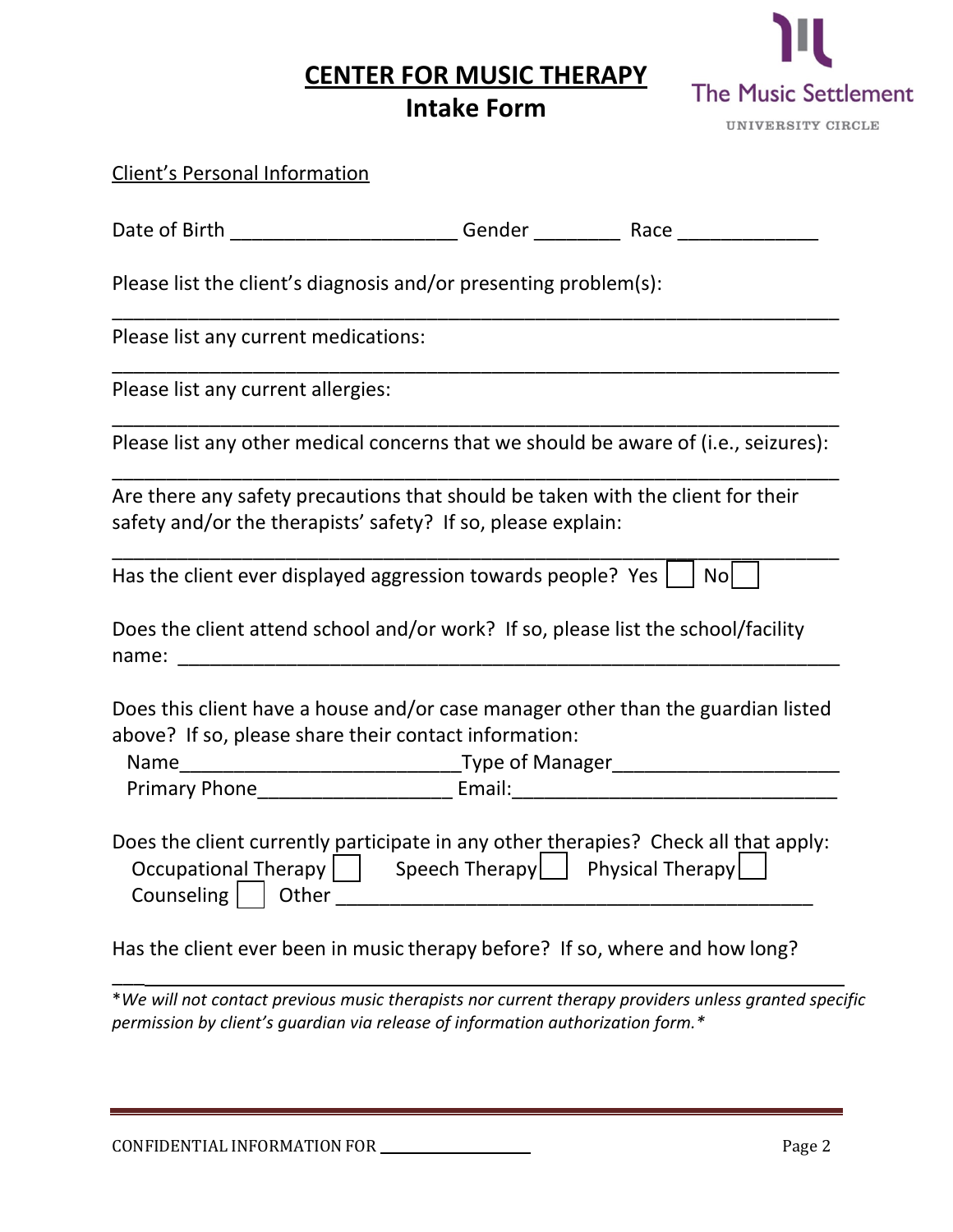# CENTER FOR MUSIC THERAPY

## Intake Form

The Music Settlement
UNIVERSITY CIRCLE

Client's Personal Information

Date of Birth ____________________ Gender ________ Race _____________

Please list the client's diagnosis and/or presenting problem(s):

_________________________________________________________________

Please list any current medications:

_________________________________________________________________

Please list any current allergies:

_________________________________________________________________

Please list any other medical concerns that we should be aware of (i.e., seizures):

_________________________________________________________________

Are there any safety precautions that should be taken with the client for their safety and/or the therapists' safety? If so, please explain:

_________________________________________________________________

Has the client ever displayed aggression towards people? Yes ☐ No ☐

Does the client attend school and/or work? If so, please list the school/facility name: _____________________________________________________________

Does this client have a house and/or case manager other than the guardian listed above? If so, please share their contact information:

Name_________________________Type of Manager_____________________

Primary Phone_________________ Email:______________________________

Does the client currently participate in any other therapies? Check all that apply:

Occupational Therapy ☐ Speech Therapy ☐ Physical Therapy ☐

Counseling ☐ Other ___________________________________________

Has the client ever been in music therapy before? If so, where and how long?

_________________________________________________________________

*\*We will not contact previous music therapists nor current therapy providers unless granted specific permission by client's guardian via release of information authorization form.\**

CONFIDENTIAL INFORMATION FOR ________________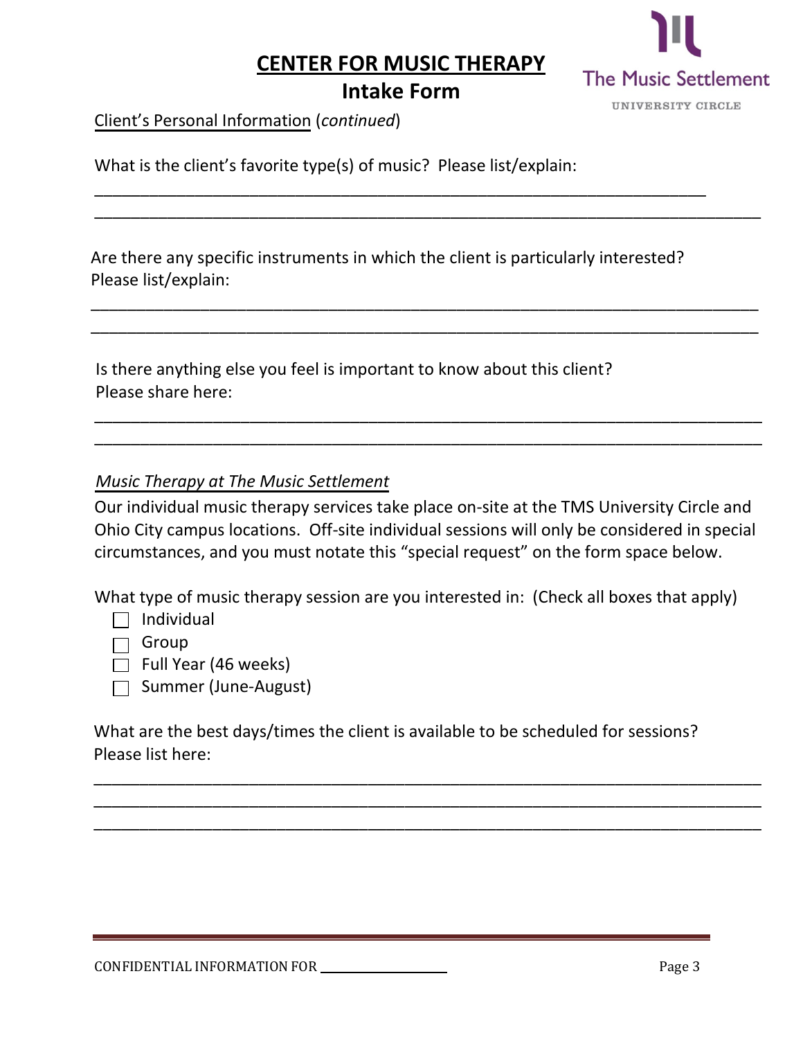# CENTER FOR MUSIC THERAPY

## Intake Form

The Music Settlement
UNIVERSITY CIRCLE

Client's Personal Information (*continued*)

What is the client's favorite type(s) of music? Please list/explain:

___________________________________________________________________

___________________________________________________________________

Are there any specific instruments in which the client is particularly interested? Please list/explain:

___________________________________________________________________

___________________________________________________________________

Is there anything else you feel is important to know about this client? Please share here:

___________________________________________________________________

___________________________________________________________________

*Music Therapy at The Music Settlement*

Our individual music therapy services take place on-site at the TMS University Circle and Ohio City campus locations. Off-site individual sessions will only be considered in special circumstances, and you must notate this "special request" on the form space below.

What type of music therapy session are you interested in: (Check all boxes that apply)

- ☐ Individual
- ☐ Group
- ☐ Full Year (46 weeks)
- ☐ Summer (June-August)

What are the best days/times the client is available to be scheduled for sessions? Please list here:

___________________________________________________________________

___________________________________________________________________

___________________________________________________________________

CONFIDENTIAL INFORMATION FOR ____________________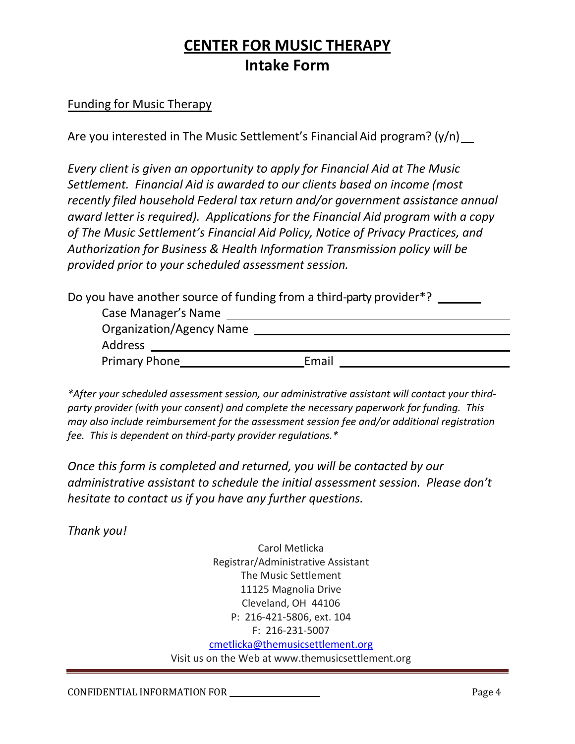# **CENTER FOR MUSIC THERAPY**

## **Intake Form**

Funding for Music Therapy

Are you interested in The Music Settlement's Financial Aid program? (y/n) __

*Every client is given an opportunity to apply for Financial Aid at The Music Settlement. Financial Aid is awarded to our clients based on income (most recently filed household Federal tax return and/or government assistance annual award letter is required). Applications for the Financial Aid program with a copy of The Music Settlement's Financial Aid Policy, Notice of Privacy Practices, and Authorization for Business & Health Information Transmission policy will be provided prior to your scheduled assessment session.*

Do you have another source of funding from a third-party provider*? _______

Case Manager's Name ____________________________________________

Organization/Agency Name ____________________________________________

Address ____________________________________________

Primary Phone ____________________ Email ____________________________

*\*After your scheduled assessment session, our administrative assistant will contact your third-party provider (with your consent) and complete the necessary paperwork for funding. This may also include reimbursement for the assessment session fee and/or additional registration fee. This is dependent on third-party provider regulations.\**

*Once this form is completed and returned, you will be contacted by our administrative assistant to schedule the initial assessment session. Please don't hesitate to contact us if you have any further questions.*

*Thank you!*

Carol Metlicka
Registrar/Administrative Assistant
The Music Settlement
11125 Magnolia Drive
Cleveland, OH 44106
P: 216-421-5806, ext. 104
F: 216-231-5007
cmetlicka@themusicsettlement.org
Visit us on the Web at www.themusicsettlement.org

CONFIDENTIAL INFORMATION FOR ____________________